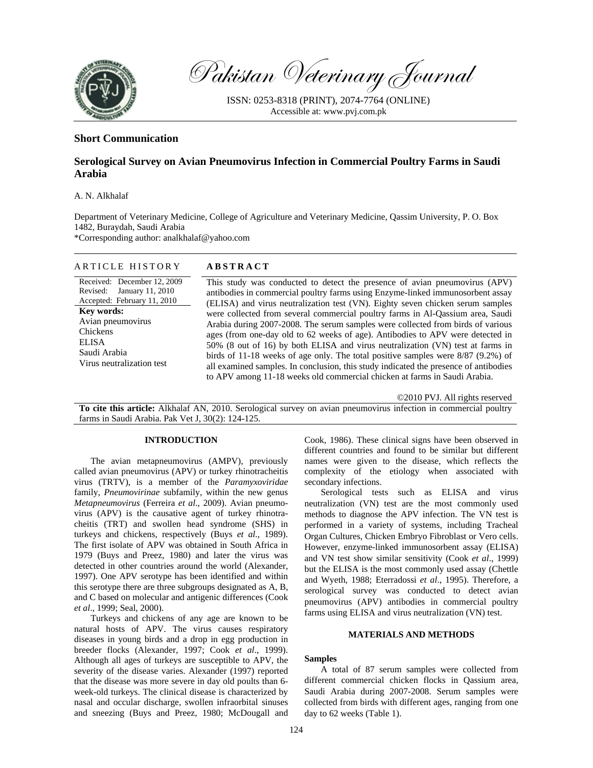# Short Communication

## Serological Survey on Avian Pneumovirus Infection in Commercial Poultry Farms in Saudi Arabia

A. N. Alkhalaf

Department of Veterinary Medicine, College of Agriculture and Veterinary Medicine, Qassim University, P. O. Box 1482, Buraydah, Saudi Arabia
*Corresponding author: analkhalaf@yahoo.com

**ARTICLE HISTORY**

Received: December 12, 2009
Revised: January 11, 2010
Accepted: February 11, 2010

**Key words:**
Avian pneumovirus
Chickens
ELISA
Saudi Arabia
Virus neutralization test

**ABSTRACT**

This study was conducted to detect the presence of avian pneumovirus (APV) antibodies in commercial poultry farms using Enzyme-linked immunosorbent assay (ELISA) and virus neutralization test (VN). Eighty seven chicken serum samples were collected from several commercial poultry farms in Al-Qassium area, Saudi Arabia during 2007-2008. The serum samples were collected from birds of various ages (from one-day old to 62 weeks of age). Antibodies to APV were detected in 50% (8 out of 16) by both ELISA and virus neutralization (VN) test at farms in birds of 11-18 weeks of age only. The total positive samples were 8/87 (9.2%) of all examined samples. In conclusion, this study indicated the presence of antibodies to APV among 11-18 weeks old commercial chicken at farms in Saudi Arabia.

©2010 PVJ. All rights reserved

**To cite this article:** Alkhalaf AN, 2010. Serological survey on avian pneumovirus infection in commercial poultry farms in Saudi Arabia. Pak Vet J, 30(2): 124-125.

## INTRODUCTION

The avian metapneumovirus (AMPV), previously called avian pneumovirus (APV) or turkey rhinotracheitis virus (TRTV), is a member of the *Paramyxoviridae* family, *Pneumovirinae* subfamily, within the new genus *Metapneumovirus* (Ferreira *et al*., 2009). Avian pneumovirus (APV) is the causative agent of turkey rhinotracheitis (TRT) and swollen head syndrome (SHS) in turkeys and chickens, respectively (Buys *et al.,* 1989). The first isolate of APV was obtained in South Africa in 1979 (Buys and Preez, 1980) and later the virus was detected in other countries around the world (Alexander, 1997). One APV serotype has been identified and within this serotype there are three subgroups designated as A, B, and C based on molecular and antigenic differences (Cook *et al*., 1999; Seal, 2000).

Turkeys and chickens of any age are known to be natural hosts of APV. The virus causes respiratory diseases in young birds and a drop in egg production in breeder flocks (Alexander, 1997; Cook *et al*., 1999). Although all ages of turkeys are susceptible to APV, the severity of the disease varies. Alexander (1997) reported that the disease was more severe in day old poults than 6-week-old turkeys. The clinical disease is characterized by nasal and occular discharge, swollen infraorbital sinuses and sneezing (Buys and Preez, 1980; McDougall and Cook, 1986). These clinical signs have been observed in different countries and found to be similar but different names were given to the disease, which reflects the complexity of the etiology when associated with secondary infections.

Serological tests such as ELISA and virus neutralization (VN) test are the most commonly used methods to diagnose the APV infection. The VN test is performed in a variety of systems, including Tracheal Organ Cultures, Chicken Embryo Fibroblast or Vero cells. However, enzyme-linked immunosorbent assay (ELISA) and VN test show similar sensitivity (Cook *et al*., 1999) but the ELISA is the most commonly used assay (Chettle and Wyeth, 1988; Eterradossi *et al*., 1995). Therefore, a serological survey was conducted to detect avian pneumovirus (APV) antibodies in commercial poultry farms using ELISA and virus neutralization (VN) test.

## MATERIALS AND METHODS

### Samples

A total of 87 serum samples were collected from different commercial chicken flocks in Qassium area, Saudi Arabia during 2007-2008. Serum samples were collected from birds with different ages, ranging from one day to 62 weeks (Table 1).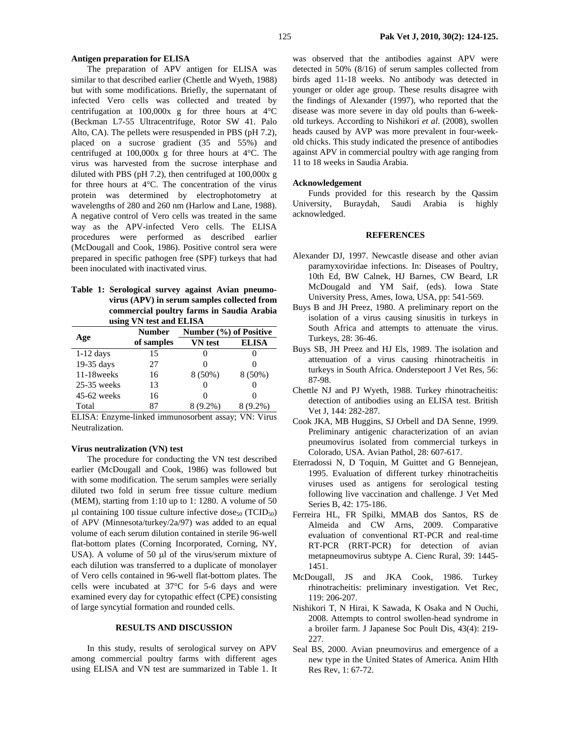### Antigen preparation for ELISA

The preparation of APV antigen for ELISA was similar to that described earlier (Chettle and Wyeth, 1988) but with some modifications. Briefly, the supernatant of infected Vero cells was collected and treated by centrifugation at 100,000x g for three hours at 4°C (Beckman L7-55 Ultracentrifuge, Rotor SW 41. Palo Alto, CA). The pellets were resuspended in PBS (pH 7.2), placed on a sucrose gradient (35 and 55%) and centrifuged at 100,000x g for three hours at 4°C. The virus was harvested from the sucrose interphase and diluted with PBS (pH 7.2), then centrifuged at 100,000x g for three hours at 4°C. The concentration of the virus protein was determined by electrophotometry at wavelengths of 280 and 260 nm (Harlow and Lane, 1988). A negative control of Vero cells was treated in the same way as the APV-infected Vero cells. The ELISA procedures were performed as described earlier (McDougall and Cook, 1986). Positive control sera were prepared in specific pathogen free (SPF) turkeys that had been inoculated with inactivated virus.

**Table 1: Serological survey against Avian pneumovirus (APV) in serum samples collected from commercial poultry farms in Saudia Arabia using VN test and ELISA**

| Age | Number of samples | Number (%) of Positive | |
|---|---|---|---|
| | | VN test | ELISA |
| 1-12 days | 15 | 0 | 0 |
| 19-35 days | 27 | 0 | 0 |
| 11-18weeks | 16 | 8 (50%) | 8 (50%) |
| 25-35 weeks | 13 | 0 | 0 |
| 45-62 weeks | 16 | 0 | 0 |
| Total | 87 | 8 (9.2%) | 8 (9.2%) |

ELISA: Enzyme-linked immunosorbent assay; VN: Virus Neutralization.

### Virus neutralization (VN) test

The procedure for conducting the VN test described earlier (McDougall and Cook, 1986) was followed but with some modification. The serum samples were serially diluted two fold in serum free tissue culture medium (MEM), starting from 1:10 up to 1: 1280. A volume of 50 μl containing 100 tissue culture infective dose$_{50}$ (TCID$_{50}$) of APV (Minnesota/turkey/2a/97) was added to an equal volume of each serum dilution contained in sterile 96-well flat-bottom plates (Corning Incorporated, Corning, NY, USA). A volume of 50 μl of the virus/serum mixture of each dilution was transferred to a duplicate of monolayer of Vero cells contained in 96-well flat-bottom plates. The cells were incubated at 37°C for 5-6 days and were examined every day for cytopathic effect (CPE) consisting of large syncytial formation and rounded cells.

## RESULTS AND DISCUSSION

In this study, results of serological survey on APV among commercial poultry farms with different ages using ELISA and VN test are summarized in Table 1. It was observed that the antibodies against APV were detected in 50% (8/16) of serum samples collected from birds aged 11-18 weeks. No antibody was detected in younger or older age group. These results disagree with the findings of Alexander (1997), who reported that the disease was more severe in day old poults than 6-week-old turkeys. According to Nishikori *et al*. (2008), swollen heads caused by AVP was more prevalent in four-week-old chicks. This study indicated the presence of antibodies against APV in commercial poultry with age ranging from 11 to 18 weeks in Saudia Arabia.

### Acknowledgement

Funds provided for this research by the Qassim University, Buraydah, Saudi Arabia is highly acknowledged.

## REFERENCES

Alexander DJ, 1997. Newcastle disease and other avian paramyxoviridae infections. In: Diseases of Poultry, 10th Ed, BW Calnek, HJ Barnes, CW Beard, LR McDougald and YM Saif, (eds). Iowa State University Press, Ames, Iowa, USA, pp: 541-569.

Buys B and JH Preez, 1980. A preliminary report on the isolation of a virus causing sinusitis in turkeys in South Africa and attempts to attenuate the virus. Turkeys, 28: 36-46.

Buys SB, JH Preez and HJ Els, 1989. The isolation and attenuation of a virus causing rhinotracheitis in turkeys in South Africa. Onderstepoort J Vet Res, 56: 87-98.

Chettle NJ and PJ Wyeth, 1988. Turkey rhinotracheitis: detection of antibodies using an ELISA test. British Vet J, 144: 282-287.

Cook JKA, MB Huggins, SJ Orbell and DA Senne, 1999. Preliminary antigenic characterization of an avian pneumovirus isolated from commercial turkeys in Colorado, USA. Avian Pathol, 28: 607-617.

Eterradossi N, D Toquin, M Guittet and G Bennejean, 1995. Evaluation of different turkey rhinotracheitis viruses used as antigens for serological testing following live vaccination and challenge. J Vet Med Series B, 42: 175-186.

Ferreira HL, FR Spilki, MMAB dos Santos, RS de Almeida and CW Arns, 2009. Comparative evaluation of conventional RT-PCR and real-time RT-PCR (RRT-PCR) for detection of avian metapneumovirus subtype A. Cienc Rural, 39: 1445-1451.

McDougall, JS and JKA Cook, 1986. Turkey rhinotracheitis: preliminary investigation. Vet Rec, 119: 206-207.

Nishikori T, N Hirai, K Sawada, K Osaka and N Ouchi, 2008. Attempts to control swollen-head syndrome in a broiler farm. J Japanese Soc Poult Dis, 43(4): 219-227.

Seal BS, 2000. Avian pneumovirus and emergence of a new type in the United States of America. Anim Hlth Res Rev, 1: 67-72.